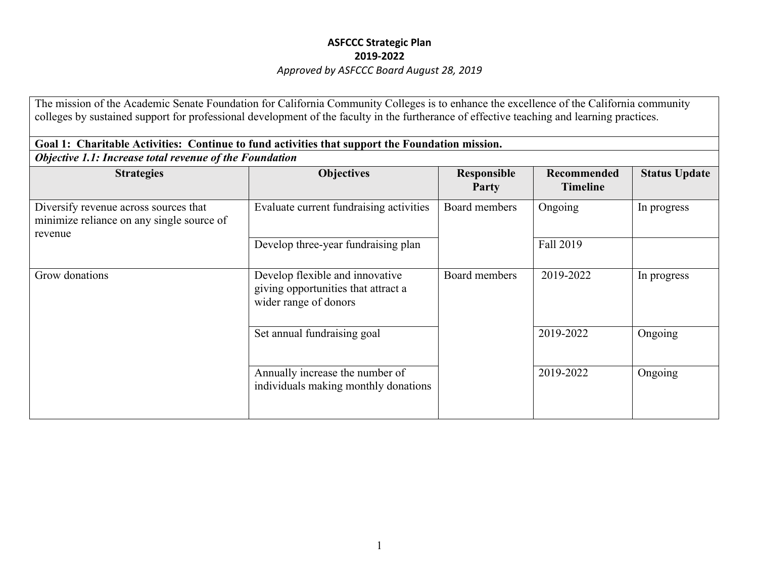# ASFCCC Strategic Plan
## 2019-2022
*Approved by ASFCCC Board August 28, 2019*

The mission of the Academic Senate Foundation for California Community Colleges is to enhance the excellence of the California community colleges by sustained support for professional development of the faculty in the furtherance of effective teaching and learning practices.

**Goal 1: Charitable Activities: Continue to fund activities that support the Foundation mission.**

***Objective 1.1: Increase total revenue of the Foundation***

| Strategies | Objectives | Responsible Party | Recommended Timeline | Status Update |
|---|---|---|---|---|
| Diversify revenue across sources that minimize reliance on any single source of revenue | Evaluate current fundraising activities | Board members | Ongoing | In progress |
| | Develop three-year fundraising plan | | Fall 2019 | |
| Grow donations | Develop flexible and innovative giving opportunities that attract a wider range of donors | Board members | 2019-2022 | In progress |
| | Set annual fundraising goal | | 2019-2022 | Ongoing |
| | Annually increase the number of individuals making monthly donations | | 2019-2022 | Ongoing |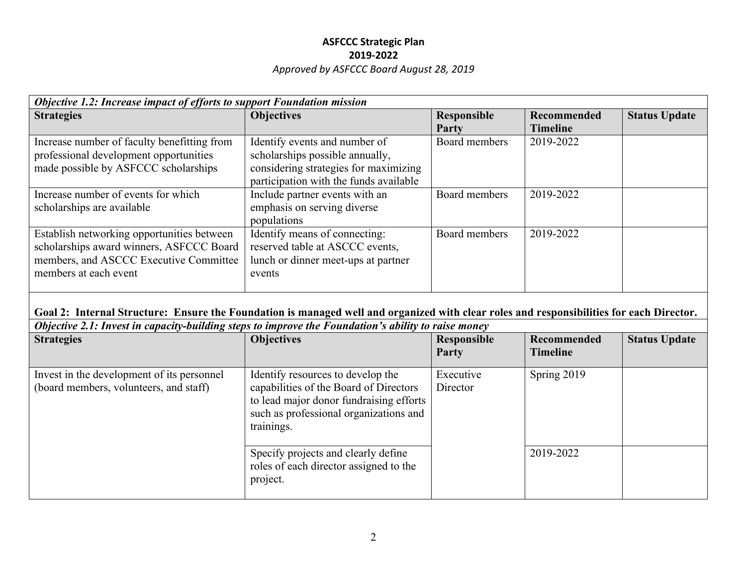**ASFCCC Strategic Plan**
**2019-2022**
*Approved by ASFCCC Board August 28, 2019*

| ***Objective 1.2: Increase impact of efforts to support Foundation mission*** | | | | |
|---|---|---|---|---|
| **Strategies** | **Objectives** | **Responsible Party** | **Recommended Timeline** | **Status Update** |
| Increase number of faculty benefitting from professional development opportunities made possible by ASFCCC scholarships | Identify events and number of scholarships possible annually, considering strategies for maximizing participation with the funds available | Board members | 2019-2022 | |
| Increase number of events for which scholarships are available | Include partner events with an emphasis on serving diverse populations | Board members | 2019-2022 | |
| Establish networking opportunities between scholarships award winners, ASFCCC Board members, and ASCCC Executive Committee members at each event | Identify means of connecting: reserved table at ASCCC events, lunch or dinner meet-ups at partner events | Board members | 2019-2022 | |

**Goal 2: Internal Structure: Ensure the Foundation is managed well and organized with clear roles and responsibilities for each Director.**

| ***Objective 2.1: Invest in capacity-building steps to improve the Foundation's ability to raise money*** | | | | |
|---|---|---|---|---|
| **Strategies** | **Objectives** | **Responsible Party** | **Recommended Timeline** | **Status Update** |
| Invest in the development of its personnel (board members, volunteers, and staff) | Identify resources to develop the capabilities of the Board of Directors to lead major donor fundraising efforts such as professional organizations and trainings. | Executive Director | Spring 2019 | |
| | Specify projects and clearly define roles of each director assigned to the project. | | 2019-2022 | |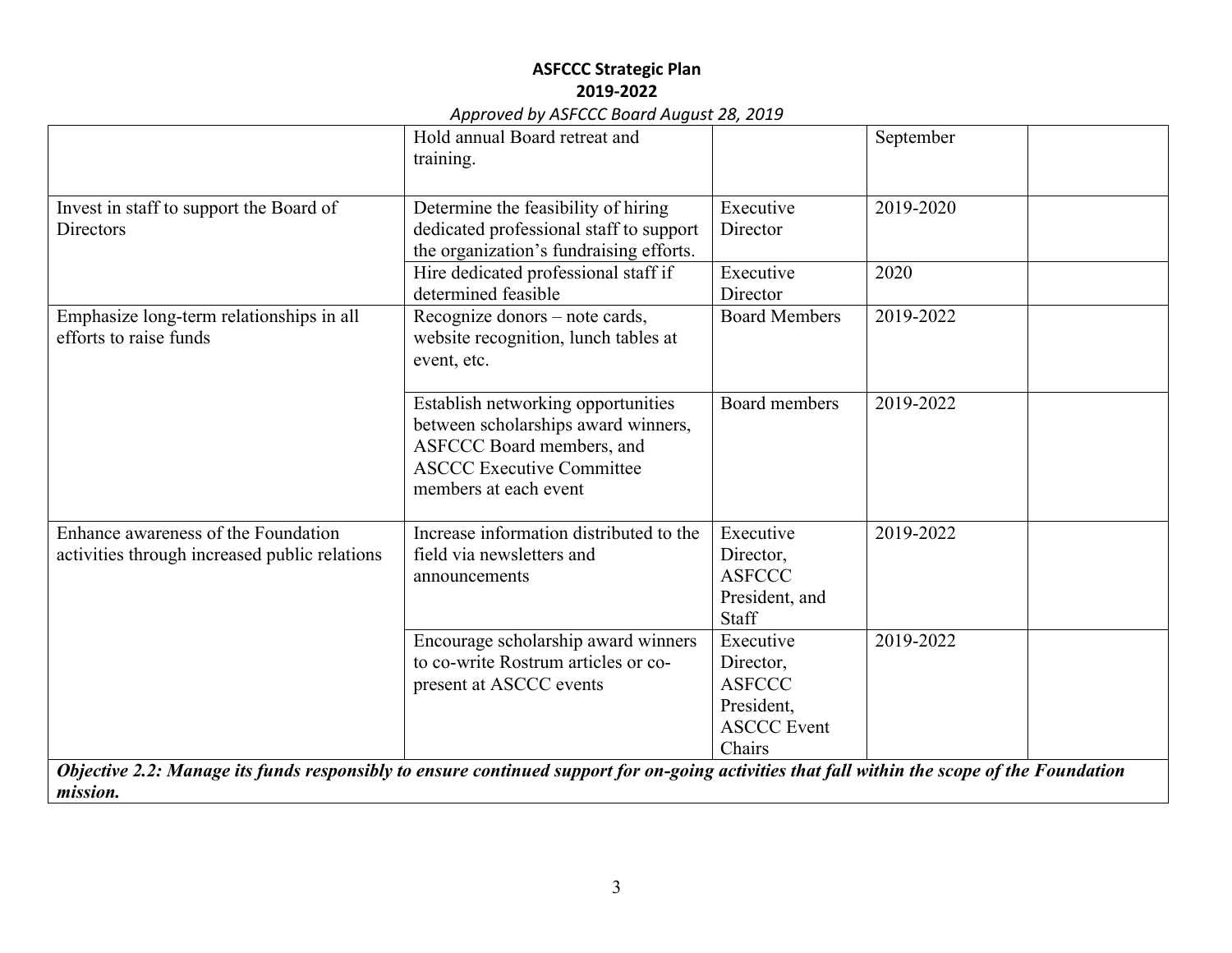| | | | | |
|---|---|---|---|---|
| | Hold annual Board retreat and training. | | September | |
| Invest in staff to support the Board of Directors | Determine the feasibility of hiring dedicated professional staff to support the organization's fundraising efforts. | Executive Director | 2019-2020 | |
| | Hire dedicated professional staff if determined feasible | Executive Director | 2020 | |
| Emphasize long-term relationships in all efforts to raise funds | Recognize donors – note cards, website recognition, lunch tables at event, etc. | Board Members | 2019-2022 | |
| | Establish networking opportunities between scholarships award winners, ASFCCC Board members, and ASCCC Executive Committee members at each event | Board members | 2019-2022 | |
| Enhance awareness of the Foundation activities through increased public relations | Increase information distributed to the field via newsletters and announcements | Executive Director, ASFCCC President, and Staff | 2019-2022 | |
| | Encourage scholarship award winners to co-write Rostrum articles or co-present at ASCCC events | Executive Director, ASFCCC President, ASCCC Event Chairs | 2019-2022 | |
| ***Objective 2.2: Manage its funds responsibly to ensure continued support for on-going activities that fall within the scope of the Foundation mission.*** | | | | |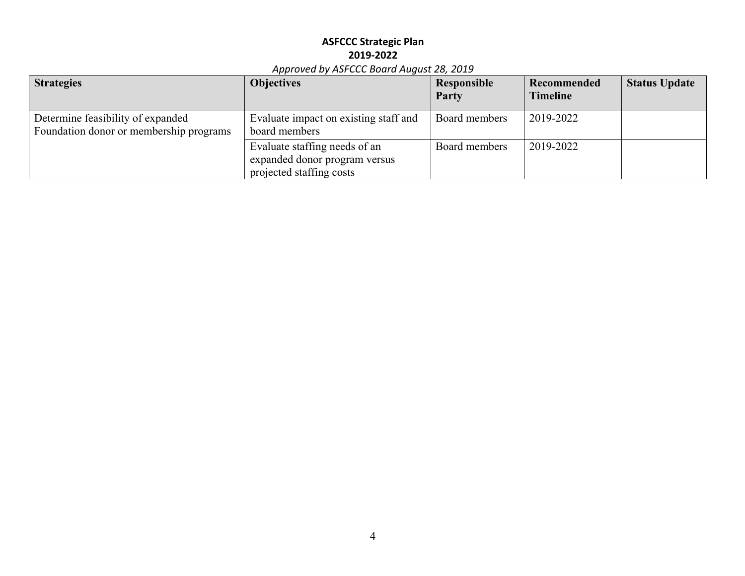**ASFCCC Strategic Plan**
**2019-2022**
*Approved by ASFCCC Board August 28, 2019*

| Strategies | Objectives | Responsible Party | Recommended Timeline | Status Update |
|---|---|---|---|---|
| Determine feasibility of expanded Foundation donor or membership programs | Evaluate impact on existing staff and board members | Board members | 2019-2022 | |
| | Evaluate staffing needs of an expanded donor program versus projected staffing costs | Board members | 2019-2022 | |